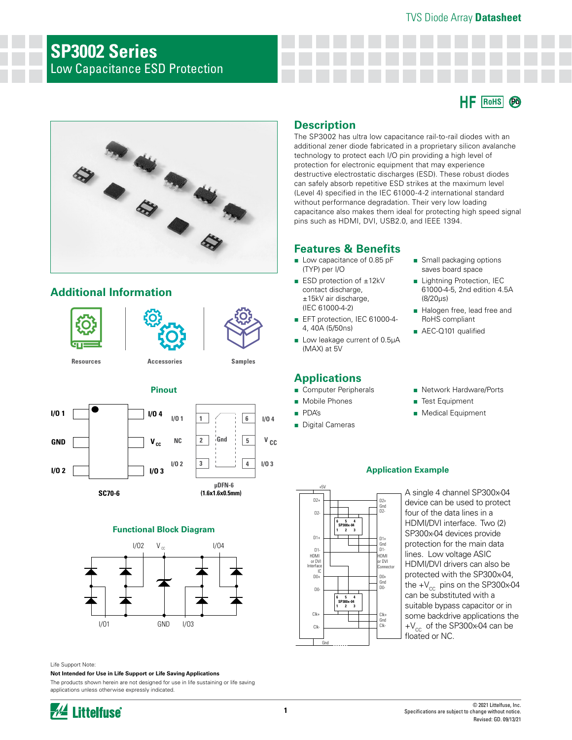TVS Diode Array **Datasheet**

# SP3002 Series

## Low Capacitance ESD Protection

HF RoHS Pb

## Description

The SP3002 has ultra low capacitance rail-to-rail diodes with an additional zener diode fabricated in a proprietary silicon avalanche technology to protect each I/O pin providing a high level of protection for electronic equipment that may experience destructive electrostatic discharges (ESD). These robust diodes can safely absorb repetitive ESD strikes at the maximum level (Level 4) specified in the IEC 61000-4-2 international standard without performance degradation. Their very low loading capacitance also makes them ideal for protecting high speed signal pins such as HDMI, DVI, USB2.0, and IEEE 1394.

## Features & Benefits

- Low capacitance of 0.85 pF (TYP) per I/O
- ESD protection of ±12kV contact discharge, ±15kV air discharge, (IEC 61000-4-2)
- EFT protection, IEC 61000-4-4, 40A (5/50ns)
- Low leakage current of 0.5μA (MAX) at 5V
- Small packaging options saves board space
- Lightning Protection, IEC 61000-4-5, 2nd edition 4.5A (8/20μs)
- Halogen free, lead free and RoHS compliant
- AEC-Q101 qualified

## Additional Information

Resources | Accessories | Samples

## Applications

- Computer Peripherals
- Mobile Phones
- PDA's
- Digital Cameras
- Network Hardware/Ports
- Test Equipment
- Medical Equipment

## Pinout

SC70-6: I/O 1, GND, I/O 2 (left); I/O 4, $V_{CC}$, I/O 3 (right)

μDFN-6 (1.6x1.6x0.5mm): 1 – I/O 1, 2 – NC, 3 – I/O 2, 4 – I/O 3, 5 – $V_{CC}$, 6 – I/O 4; center pad Gnd

## Functional Block Diagram

I/O2, $V_{CC}$, I/O4, I/O1, GND, I/O3

## Application Example

A single 4 channel SP300x-04 device can be used to protect four of the data lines in a HDMI/DVI interface. Two (2) SP300x-04 devices provide protection for the main data lines. Low voltage ASIC HDMI/DVI drivers can also be protected with the SP300x-04, the $+V_{CC}$ pins on the SP300x-04 can be substituted with a suitable bypass capacitor or in some backdrive applications the $+V_{CC}$ of the SP300x-04 can be floated or NC.

Life Support Note:

**Not Intended for Use in Life Support or Life Saving Applications**

The products shown herein are not designed for use in life sustaining or life saving applications unless otherwise expressly indicated.

© 2021 Littelfuse, Inc.
Specifications are subject to change without notice.
Revised: GD. 09/13/21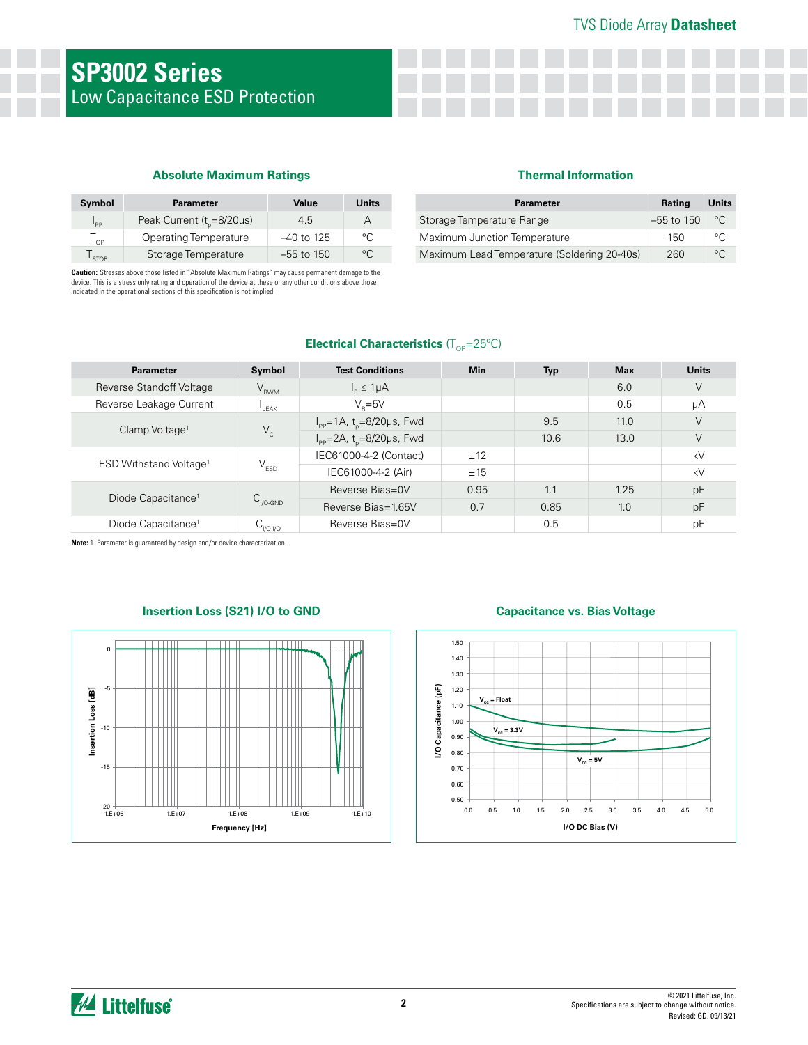# SP3002 Series

## Low Capacitance ESD Protection

### Absolute Maximum Ratings

| Symbol | Parameter | Value | Units |
|---|---|---|---|
| $I_{PP}$ | Peak Current ($t_p$=8/20μs) | 4.5 | A |
| $T_{OP}$ | Operating Temperature | –40 to 125 | °C |
| $T_{STOR}$ | Storage Temperature | –55 to 150 | °C |

**Caution:** Stresses above those listed in "Absolute Maximum Ratings" may cause permanent damage to the device. This is a stress only rating and operation of the device at these or any other conditions above those indicated in the operational sections of this specification is not implied.

### Thermal Information

| Parameter | Rating | Units |
|---|---|---|
| Storage Temperature Range | –55 to 150 | °C |
| Maximum Junction Temperature | 150 | °C |
| Maximum Lead Temperature (Soldering 20-40s) | 260 | °C |

### Electrical Characteristics ($T_{OP}$=25°C)

| Parameter | Symbol | Test Conditions | Min | Typ | Max | Units |
|---|---|---|---|---|---|---|
| Reverse Standoff Voltage | $V_{RWM}$ | $I_R \leq 1\mu A$ | | | 6.0 | V |
| Reverse Leakage Current | $I_{LEAK}$ | $V_R$=5V | | | 0.5 | μA |
| Clamp Voltage[1] | $V_C$ | $I_{PP}$=1A, $t_p$=8/20μs, Fwd | | 9.5 | 11.0 | V |
| | | $I_{PP}$=2A, $t_p$=8/20μs, Fwd | | 10.6 | 13.0 | V |
| ESD Withstand Voltage[1] | $V_{ESD}$ | IEC61000-4-2 (Contact) | ±12 | | | kV |
| | | IEC61000-4-2 (Air) | ±15 | | | kV |
| Diode Capacitance[1] | $C_{I/O\text{-}GND}$ | Reverse Bias=0V | 0.95 | 1.1 | 1.25 | pF |
| | | Reverse Bias=1.65V | 0.7 | 0.85 | 1.0 | pF |
| Diode Capacitance[1] | $C_{I/O\text{-}I/O}$ | Reverse Bias=0V | | 0.5 | | pF |

**Note:** 1. Parameter is guaranteed by design and/or device characterization.

### Insertion Loss (S21) I/O to GND

### Capacitance vs. Bias Voltage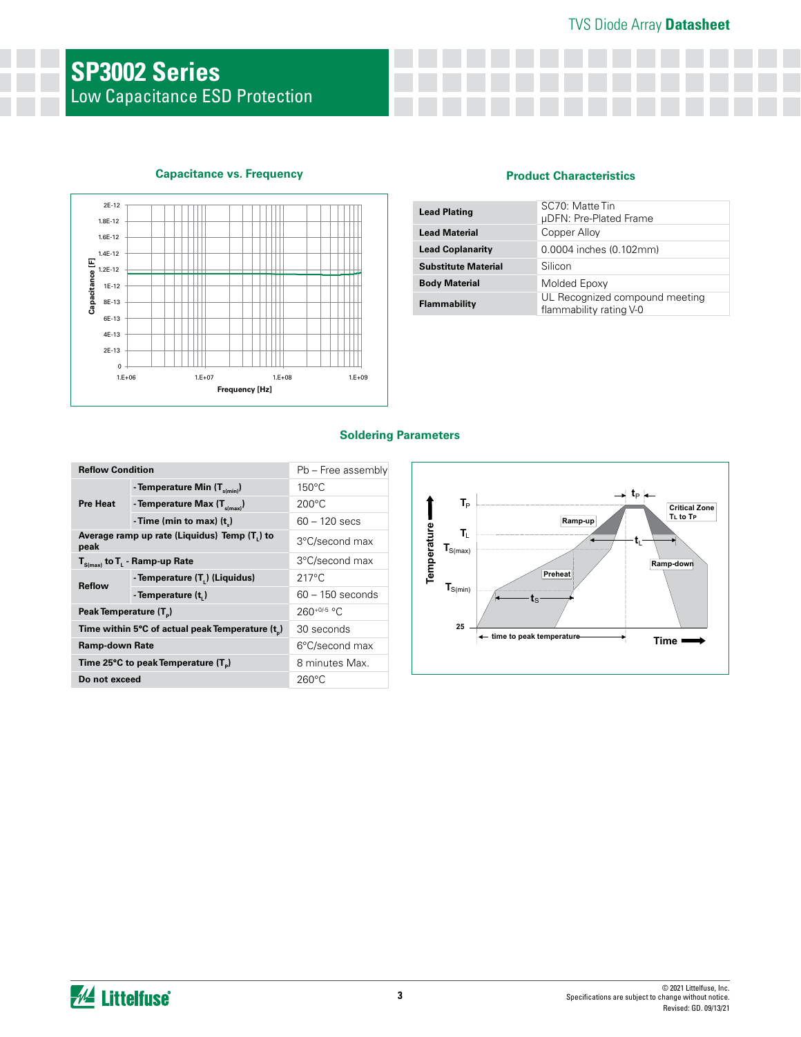# SP3002 Series

## Low Capacitance ESD Protection

### Capacitance vs. Frequency

### Product Characteristics

| | |
|---|---|
| **Lead Plating** | SC70: Matte Tin<br>µDFN: Pre-Plated Frame |
| **Lead Material** | Copper Alloy |
| **Lead Coplanarity** | 0.0004 inches (0.102mm) |
| **Substitute Material** | Silicon |
| **Body Material** | Molded Epoxy |
| **Flammability** | UL Recognized compound meeting flammability rating V-0 |

### Soldering Parameters

| Reflow Condition | | Pb – Free assembly |
|---|---|---|
| **Pre Heat** | - Temperature Min ($T_{s(min)}$) | 150°C |
| | - Temperature Max ($T_{s(max)}$) | 200°C |
| | - Time (min to max) ($t_s$) | 60 – 120 secs |
| **Average ramp up rate (Liquidus) Temp ($T_L$) to peak** | | 3°C/second max |
| **$T_{S(max)}$ to $T_L$ - Ramp-up Rate** | | 3°C/second max |
| **Reflow** | - Temperature ($T_L$) (Liquidus) | 217°C |
| | - Temperature ($t_L$) | 60 – 150 seconds |
| **Peak Temperature ($T_P$)** | | $260^{+0/-5}$ °C |
| **Time within 5°C of actual peak Temperature ($t_p$)** | | 30 seconds |
| **Ramp-down Rate** | | 6°C/second max |
| **Time 25°C to peak Temperature ($T_P$)** | | 8 minutes Max. |
| **Do not exceed** | | 260°C |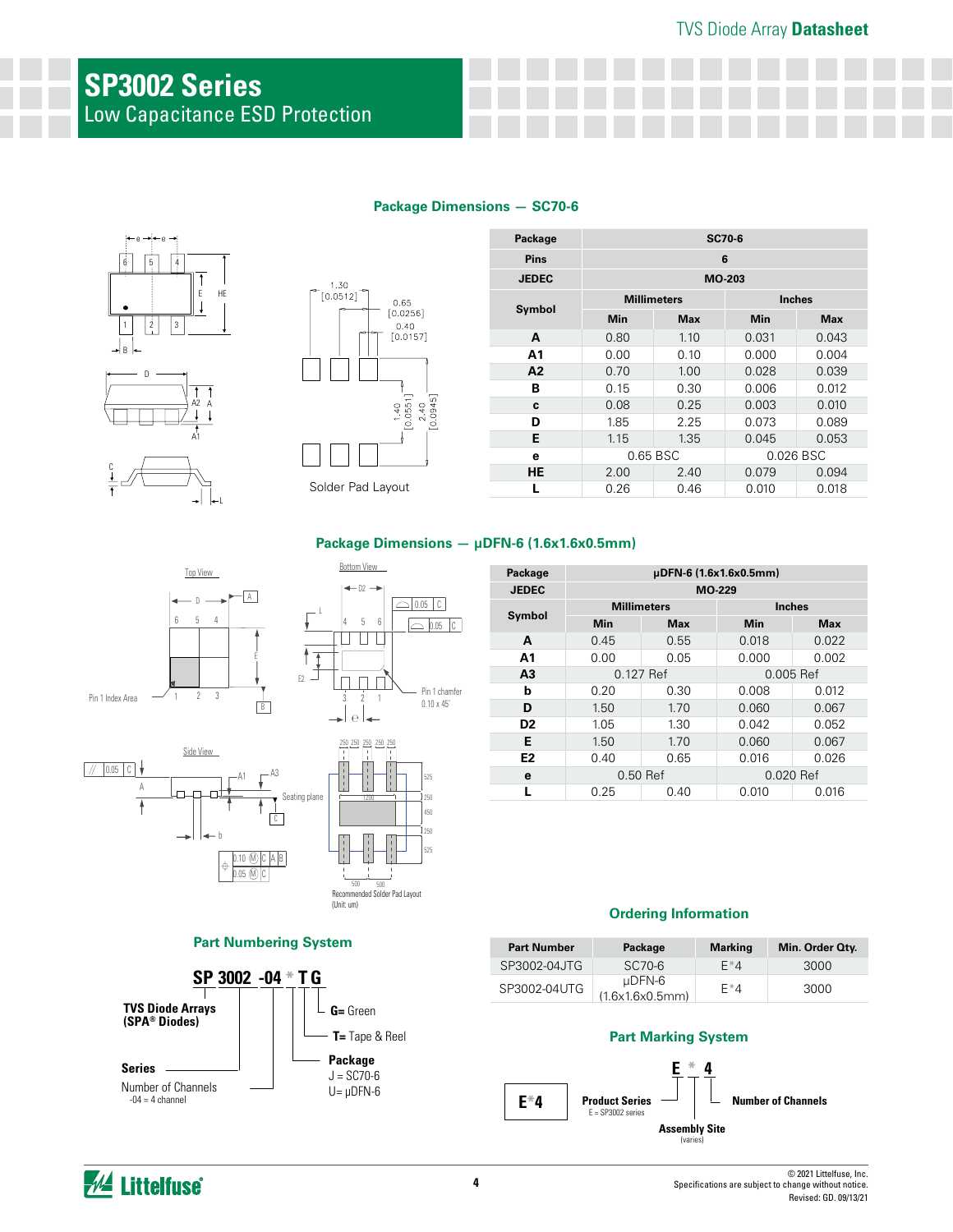# SP3002 Series

Low Capacitance ESD Protection

## Package Dimensions — SC70-6

Solder Pad Layout

| Package | SC70-6 | | | |
|---|---|---|---|---|
| Pins | 6 | | | |
| JEDEC | MO-203 | | | |
| Symbol | Millimeters | | Inches | |
| | Min | Max | Min | Max |
| A | 0.80 | 1.10 | 0.031 | 0.043 |
| A1 | 0.00 | 0.10 | 0.000 | 0.004 |
| A2 | 0.70 | 1.00 | 0.028 | 0.039 |
| B | 0.15 | 0.30 | 0.006 | 0.012 |
| c | 0.08 | 0.25 | 0.003 | 0.010 |
| D | 1.85 | 2.25 | 0.073 | 0.089 |
| E | 1.15 | 1.35 | 0.045 | 0.053 |
| e | 0.65 BSC | | 0.026 BSC | |
| HE | 2.00 | 2.40 | 0.079 | 0.094 |
| L | 0.26 | 0.46 | 0.010 | 0.018 |

## Package Dimensions — µDFN-6 (1.6x1.6x0.5mm)

Recommended Solder Pad Layout (Unit: um)

| Package | µDFN-6 (1.6x1.6x0.5mm) | | | |
|---|---|---|---|---|
| JEDEC | MO-229 | | | |
| Symbol | Millimeters | | Inches | |
| | Min | Max | Min | Max |
| A | 0.45 | 0.55 | 0.018 | 0.022 |
| A1 | 0.00 | 0.05 | 0.000 | 0.002 |
| A3 | 0.127 Ref | | 0.005 Ref | |
| b | 0.20 | 0.30 | 0.008 | 0.012 |
| D | 1.50 | 1.70 | 0.060 | 0.067 |
| D2 | 1.05 | 1.30 | 0.042 | 0.052 |
| E | 1.50 | 1.70 | 0.060 | 0.067 |
| E2 | 0.40 | 0.65 | 0.016 | 0.026 |
| e | 0.50 Ref | | 0.020 Ref | |
| L | 0.25 | 0.40 | 0.010 | 0.016 |

## Part Numbering System

**SP 3002 -04 * T G**

- **TVS Diode Arrays (SPA® Diodes)**: SP
- **Series**: 3002
- **Number of Channels**: -04 = 4 channel
- **Package**: J = SC70-6, U= µDFN-6
- **T=** Tape & Reel
- **G=** Green

## Ordering Information

| Part Number | Package | Marking | Min. Order Qty. |
|---|---|---|---|
| SP3002-04JTG | SC70-6 | E*4 | 3000 |
| SP3002-04UTG | µDFN-6 (1.6x1.6x0.5mm) | E*4 | 3000 |

## Part Marking System

**E * 4**

- **Product Series**: E = SP3002 series
- **Assembly Site** (varies)
- **Number of Channels**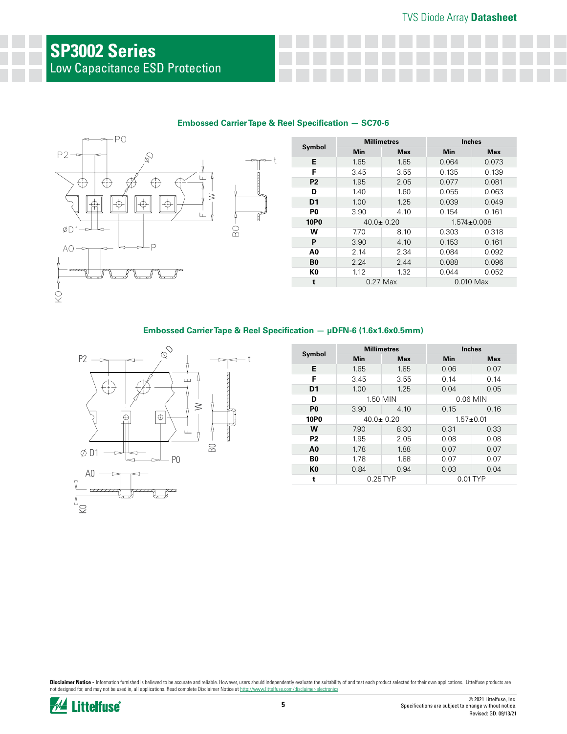## Embossed Carrier Tape & Reel Specification — SC70-6

P0
P2
ØD
t
E
W
F
ØD1
A0
P
B0
K0

| Symbol | Millimetres | | Inches | |
|---|---|---|---|---|
| | Min | Max | Min | Max |
| E | 1.65 | 1.85 | 0.064 | 0.073 |
| F | 3.45 | 3.55 | 0.135 | 0.139 |
| P2 | 1.95 | 2.05 | 0.077 | 0.081 |
| D | 1.40 | 1.60 | 0.055 | 0.063 |
| D1 | 1.00 | 1.25 | 0.039 | 0.049 |
| P0 | 3.90 | 4.10 | 0.154 | 0.161 |
| 10P0 | 40.0± 0.20 | | 1.574±0.008 | |
| W | 7.70 | 8.10 | 0.303 | 0.318 |
| P | 3.90 | 4.10 | 0.153 | 0.161 |
| A0 | 2.14 | 2.34 | 0.084 | 0.092 |
| B0 | 2.24 | 2.44 | 0.088 | 0.096 |
| K0 | 1.12 | 1.32 | 0.044 | 0.052 |
| t | 0.27 Max | | 0.010 Max | |

## Embossed Carrier Tape & Reel Specification — µDFN-6 (1.6x1.6x0.5mm)

P2
ØD
t
E
W
F
B0
Ø D1
P0
A0
K0

| Symbol | Millimetres | | Inches | |
|---|---|---|---|---|
| | Min | Max | Min | Max |
| E | 1.65 | 1.85 | 0.06 | 0.07 |
| F | 3.45 | 3.55 | 0.14 | 0.14 |
| D1 | 1.00 | 1.25 | 0.04 | 0.05 |
| D | 1.50 MIN | | 0.06 MIN | |
| P0 | 3.90 | 4.10 | 0.15 | 0.16 |
| 10P0 | 40.0± 0.20 | | 1.57±0.01 | |
| W | 7.90 | 8.30 | 0.31 | 0.33 |
| P2 | 1.95 | 2.05 | 0.08 | 0.08 |
| A0 | 1.78 | 1.88 | 0.07 | 0.07 |
| B0 | 1.78 | 1.88 | 0.07 | 0.07 |
| K0 | 0.84 | 0.94 | 0.03 | 0.04 |
| t | 0.25 TYP | | 0.01 TYP | |

**Disclaimer Notice -** Information furnished is believed to be accurate and reliable. However, users should independently evaluate the suitability of and test each product selected for their own applications. Littelfuse products are not designed for, and may not be used in, all applications. Read complete Disclaimer Notice at http://www.littelfuse.com/disclaimer-electronics.

© 2021 Littelfuse, Inc.
Specifications are subject to change without notice.
Revised: GD. 09/13/21